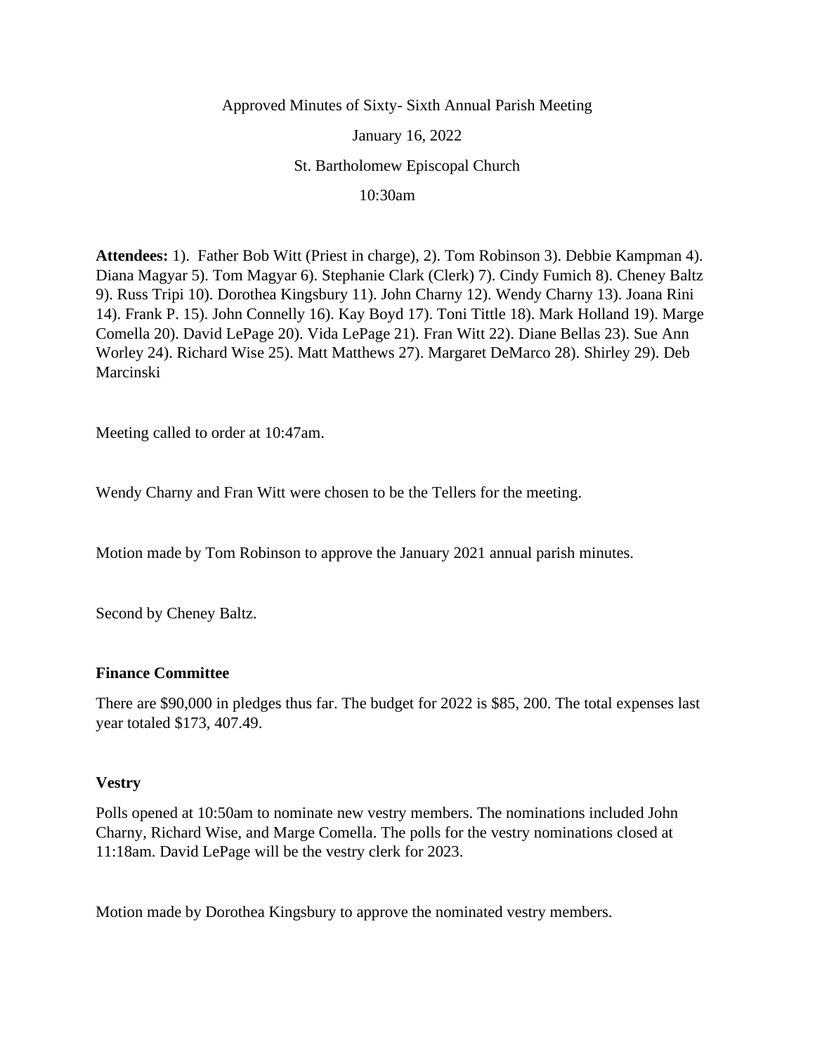Approved Minutes of Sixty- Sixth Annual Parish Meeting

January 16, 2022

St. Bartholomew Episcopal Church

10:30am

**Attendees:** 1). Father Bob Witt (Priest in charge), 2). Tom Robinson 3). Debbie Kampman 4). Diana Magyar 5). Tom Magyar 6). Stephanie Clark (Clerk) 7). Cindy Fumich 8). Cheney Baltz 9). Russ Tripi 10). Dorothea Kingsbury 11). John Charny 12). Wendy Charny 13). Joana Rini 14). Frank P. 15). John Connelly 16). Kay Boyd 17). Toni Tittle 18). Mark Holland 19). Marge Comella 20). David LePage 20). Vida LePage 21). Fran Witt 22). Diane Bellas 23). Sue Ann Worley 24). Richard Wise 25). Matt Matthews 27). Margaret DeMarco 28). Shirley 29). Deb Marcinski

Meeting called to order at 10:47am.

Wendy Charny and Fran Witt were chosen to be the Tellers for the meeting.

Motion made by Tom Robinson to approve the January 2021 annual parish minutes.

Second by Cheney Baltz.

**Finance Committee**

There are $90,000 in pledges thus far. The budget for 2022 is $85, 200. The total expenses last year totaled $173, 407.49.

**Vestry**

Polls opened at 10:50am to nominate new vestry members. The nominations included John Charny, Richard Wise, and Marge Comella. The polls for the vestry nominations closed at 11:18am. David LePage will be the vestry clerk for 2023.

Motion made by Dorothea Kingsbury to approve the nominated vestry members.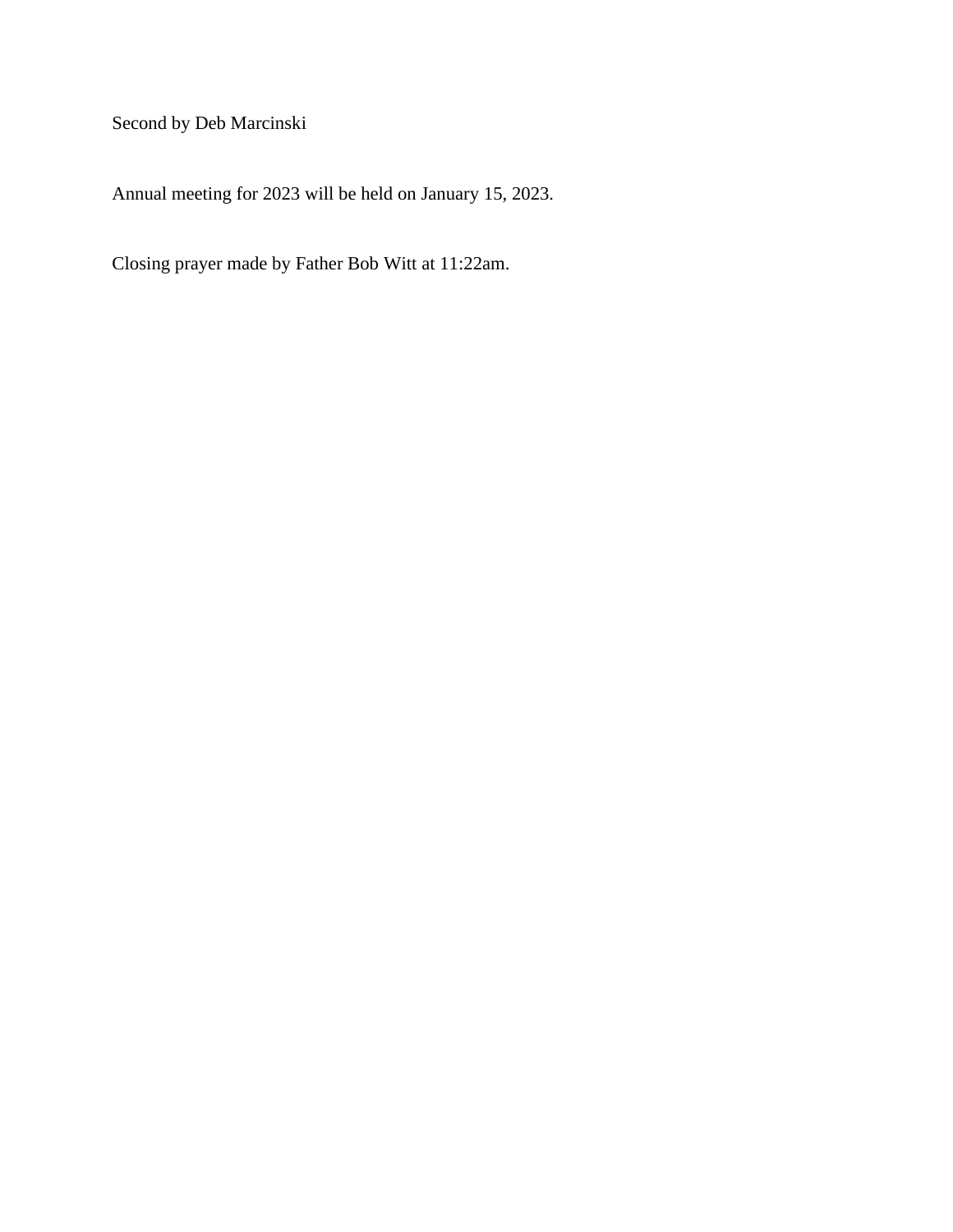Second by Deb Marcinski

Annual meeting for 2023 will be held on January 15, 2023.

Closing prayer made by Father Bob Witt at 11:22am.